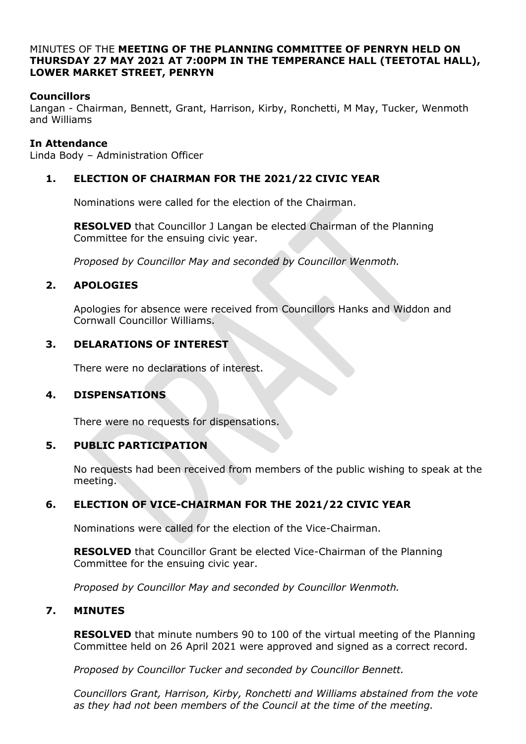MINUTES OF THE **MEETING OF THE PLANNING COMMITTEE OF PENRYN HELD ON THURSDAY 27 MAY 2021 AT 7:00PM IN THE TEMPERANCE HALL (TEETOTAL HALL), LOWER MARKET STREET, PENRYN**

**Councillors**
Langan - Chairman, Bennett, Grant, Harrison, Kirby, Ronchetti, M May, Tucker, Wenmoth and Williams

**In Attendance**
Linda Body – Administration Officer

## 1. ELECTION OF CHAIRMAN FOR THE 2021/22 CIVIC YEAR

Nominations were called for the election of the Chairman.

**RESOLVED** that Councillor J Langan be elected Chairman of the Planning Committee for the ensuing civic year.

*Proposed by Councillor May and seconded by Councillor Wenmoth.*

## 2. APOLOGIES

Apologies for absence were received from Councillors Hanks and Widdon and Cornwall Councillor Williams.

## 3. DELARATIONS OF INTEREST

There were no declarations of interest.

## 4. DISPENSATIONS

There were no requests for dispensations.

## 5. PUBLIC PARTICIPATION

No requests had been received from members of the public wishing to speak at the meeting.

## 6. ELECTION OF VICE-CHAIRMAN FOR THE 2021/22 CIVIC YEAR

Nominations were called for the election of the Vice-Chairman.

**RESOLVED** that Councillor Grant be elected Vice-Chairman of the Planning Committee for the ensuing civic year.

*Proposed by Councillor May and seconded by Councillor Wenmoth.*

## 7. MINUTES

**RESOLVED** that minute numbers 90 to 100 of the virtual meeting of the Planning Committee held on 26 April 2021 were approved and signed as a correct record.

*Proposed by Councillor Tucker and seconded by Councillor Bennett.*

*Councillors Grant, Harrison, Kirby, Ronchetti and Williams abstained from the vote as they had not been members of the Council at the time of the meeting.*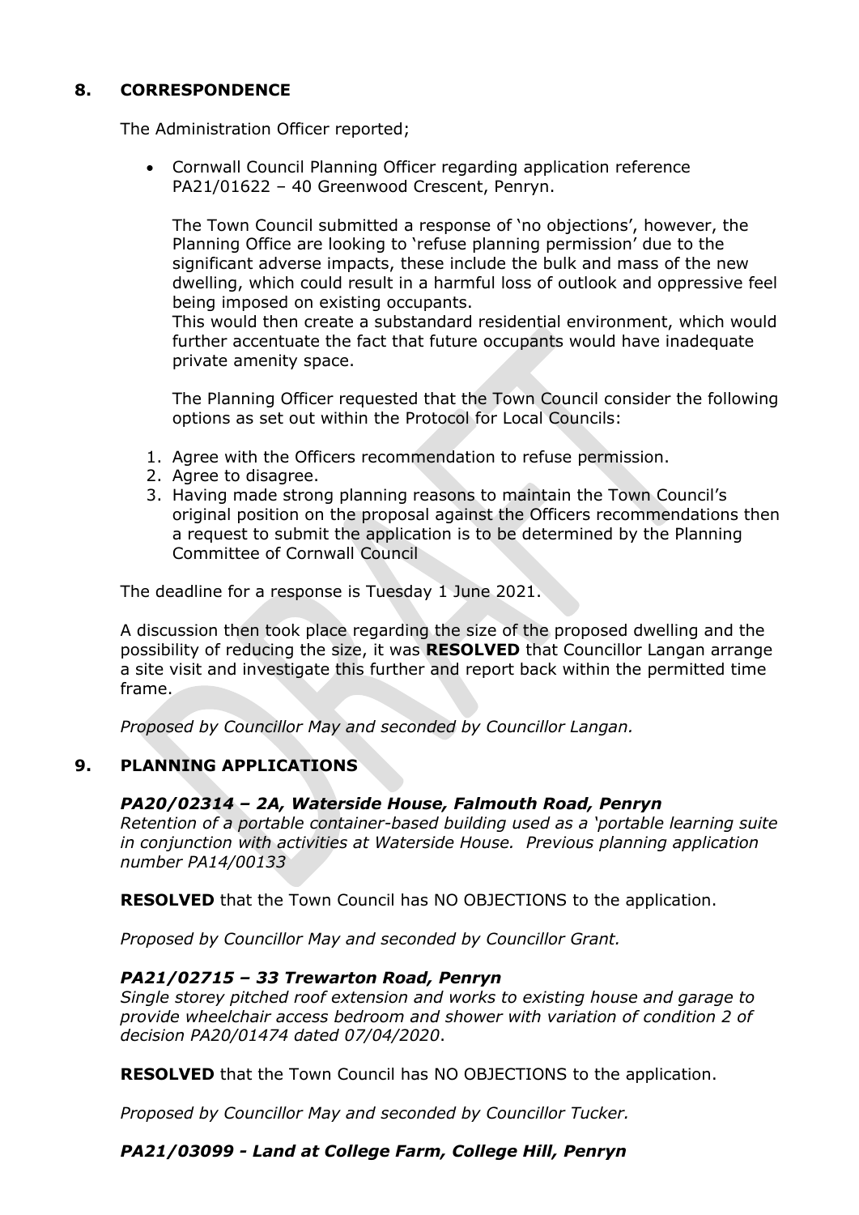## 8. CORRESPONDENCE

The Administration Officer reported;

- Cornwall Council Planning Officer regarding application reference PA21/01622 – 40 Greenwood Crescent, Penryn.

  The Town Council submitted a response of 'no objections', however, the Planning Office are looking to 'refuse planning permission' due to the significant adverse impacts, these include the bulk and mass of the new dwelling, which could result in a harmful loss of outlook and oppressive feel being imposed on existing occupants.
  This would then create a substandard residential environment, which would further accentuate the fact that future occupants would have inadequate private amenity space.

  The Planning Officer requested that the Town Council consider the following options as set out within the Protocol for Local Councils:

1. Agree with the Officers recommendation to refuse permission.
2. Agree to disagree.
3. Having made strong planning reasons to maintain the Town Council's original position on the proposal against the Officers recommendations then a request to submit the application is to be determined by the Planning Committee of Cornwall Council

The deadline for a response is Tuesday 1 June 2021.

A discussion then took place regarding the size of the proposed dwelling and the possibility of reducing the size, it was **RESOLVED** that Councillor Langan arrange a site visit and investigate this further and report back within the permitted time frame.

*Proposed by Councillor May and seconded by Councillor Langan.*

## 9. PLANNING APPLICATIONS

***PA20/02314 – 2A, Waterside House, Falmouth Road, Penryn***
*Retention of a portable container-based building used as a 'portable learning suite in conjunction with activities at Waterside House. Previous planning application number PA14/00133*

**RESOLVED** that the Town Council has NO OBJECTIONS to the application.

*Proposed by Councillor May and seconded by Councillor Grant.*

***PA21/02715 – 33 Trewarton Road, Penryn***
*Single storey pitched roof extension and works to existing house and garage to provide wheelchair access bedroom and shower with variation of condition 2 of decision PA20/01474 dated 07/04/2020*.

**RESOLVED** that the Town Council has NO OBJECTIONS to the application.

*Proposed by Councillor May and seconded by Councillor Tucker.*

***PA21/03099 - Land at College Farm, College Hill, Penryn***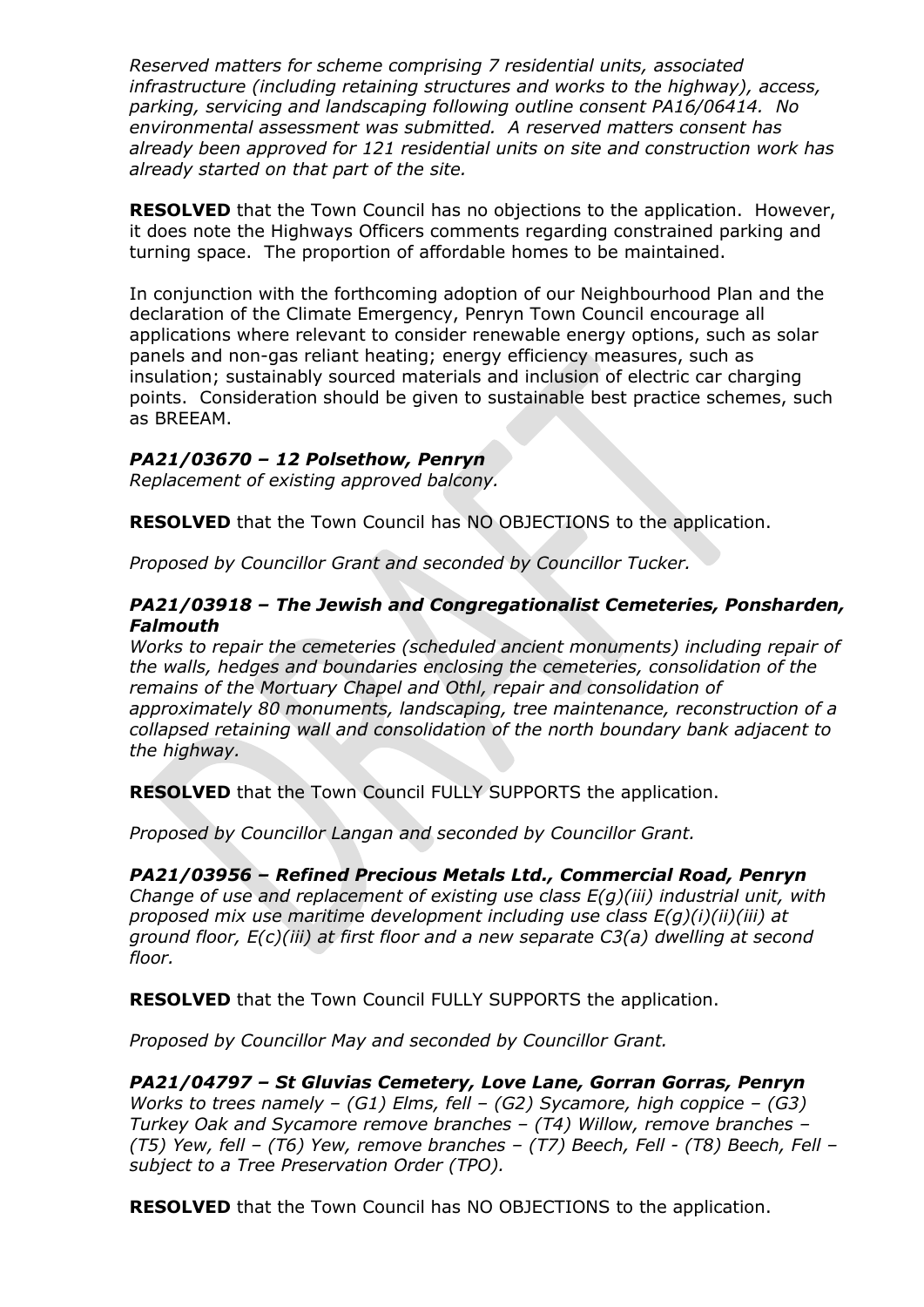*Reserved matters for scheme comprising 7 residential units, associated infrastructure (including retaining structures and works to the highway), access, parking, servicing and landscaping following outline consent PA16/06414. No environmental assessment was submitted. A reserved matters consent has already been approved for 121 residential units on site and construction work has already started on that part of the site.*

**RESOLVED** that the Town Council has no objections to the application. However, it does note the Highways Officers comments regarding constrained parking and turning space. The proportion of affordable homes to be maintained.

In conjunction with the forthcoming adoption of our Neighbourhood Plan and the declaration of the Climate Emergency, Penryn Town Council encourage all applications where relevant to consider renewable energy options, such as solar panels and non-gas reliant heating; energy efficiency measures, such as insulation; sustainably sourced materials and inclusion of electric car charging points. Consideration should be given to sustainable best practice schemes, such as BREEAM.

***PA21/03670 – 12 Polsethow, Penryn***

*Replacement of existing approved balcony.*

**RESOLVED** that the Town Council has NO OBJECTIONS to the application.

*Proposed by Councillor Grant and seconded by Councillor Tucker.*

***PA21/03918 – The Jewish and Congregationalist Cemeteries, Ponsharden, Falmouth***

*Works to repair the cemeteries (scheduled ancient monuments) including repair of the walls, hedges and boundaries enclosing the cemeteries, consolidation of the remains of the Mortuary Chapel and Othl, repair and consolidation of approximately 80 monuments, landscaping, tree maintenance, reconstruction of a collapsed retaining wall and consolidation of the north boundary bank adjacent to the highway.*

**RESOLVED** that the Town Council FULLY SUPPORTS the application.

*Proposed by Councillor Langan and seconded by Councillor Grant.*

***PA21/03956 – Refined Precious Metals Ltd., Commercial Road, Penryn***

*Change of use and replacement of existing use class E(g)(iii) industrial unit, with proposed mix use maritime development including use class E(g)(i)(ii)(iii) at ground floor, E(c)(iii) at first floor and a new separate C3(a) dwelling at second floor.*

**RESOLVED** that the Town Council FULLY SUPPORTS the application.

*Proposed by Councillor May and seconded by Councillor Grant.*

***PA21/04797 – St Gluvias Cemetery, Love Lane, Gorran Gorras, Penryn***

*Works to trees namely – (G1) Elms, fell – (G2) Sycamore, high coppice – (G3) Turkey Oak and Sycamore remove branches – (T4) Willow, remove branches – (T5) Yew, fell – (T6) Yew, remove branches – (T7) Beech, Fell - (T8) Beech, Fell – subject to a Tree Preservation Order (TPO).*

**RESOLVED** that the Town Council has NO OBJECTIONS to the application.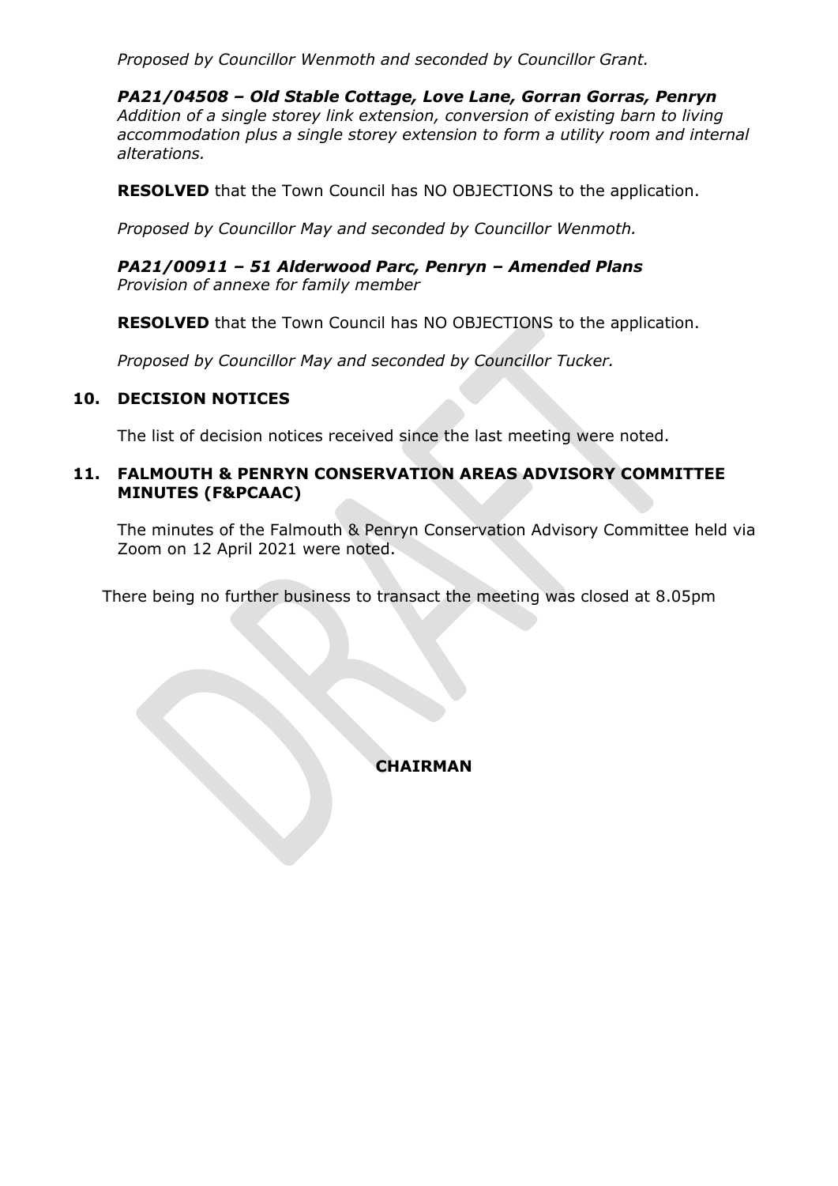*Proposed by Councillor Wenmoth and seconded by Councillor Grant.*

***PA21/04508 – Old Stable Cottage, Love Lane, Gorran Gorras, Penryn***
*Addition of a single storey link extension, conversion of existing barn to living accommodation plus a single storey extension to form a utility room and internal alterations.*

**RESOLVED** that the Town Council has NO OBJECTIONS to the application.

*Proposed by Councillor May and seconded by Councillor Wenmoth.*

***PA21/00911 – 51 Alderwood Parc, Penryn – Amended Plans***
*Provision of annexe for family member*

**RESOLVED** that the Town Council has NO OBJECTIONS to the application.

*Proposed by Councillor May and seconded by Councillor Tucker.*

## 10. DECISION NOTICES

The list of decision notices received since the last meeting were noted.

## 11. FALMOUTH & PENRYN CONSERVATION AREAS ADVISORY COMMITTEE MINUTES (F&PCAAC)

The minutes of the Falmouth & Penryn Conservation Advisory Committee held via Zoom on 12 April 2021 were noted.

There being no further business to transact the meeting was closed at 8.05pm

**CHAIRMAN**